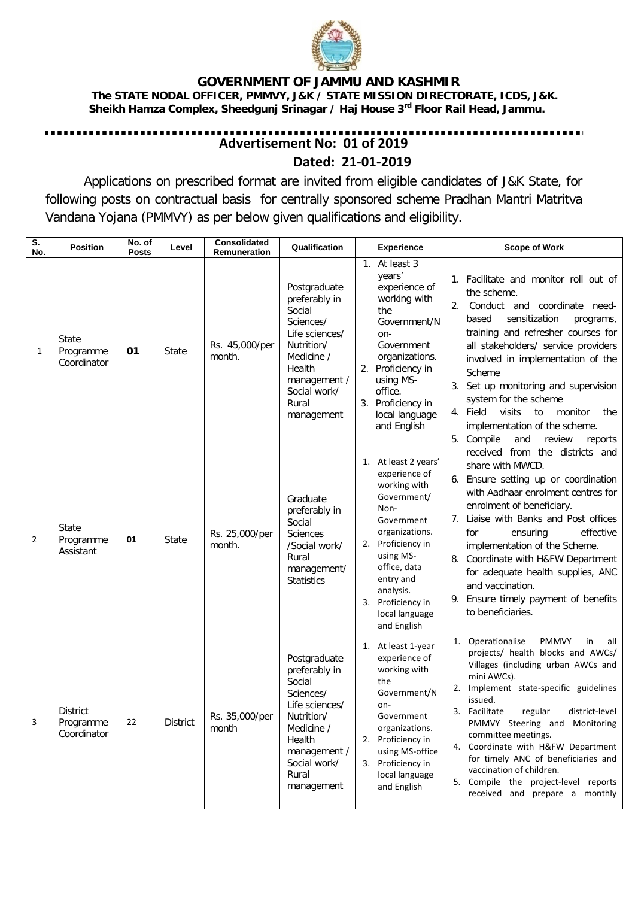# GOVERNMENT OF JAMMU AND KASHMIR

**The STATE NODAL OFFICER, PMMVY, J&K / STATE MISSION DIRECTORATE, ICDS, J&K.**
**Sheikh Hamza Complex, Sheedgunj Srinagar / Haj House 3rd Floor Rail Head, Jammu.**

## Advertisement No: 01 of 2019

**Dated: 21-01-2019**

Applications on prescribed format are invited from eligible candidates of J&K State, for following posts on contractual basis for centrally sponsored scheme Pradhan Mantri Matritva Vandana Yojana (PMMVY) as per below given qualifications and eligibility.

| S. No. | Position | No. of Posts | Level | Consolidated Remuneration | Qualification | Experience | Scope of Work |
|---|---|---|---|---|---|---|---|
| 1 | State Programme Coordinator | **01** | State | Rs. 45,000/per month. | Postgraduate preferably in Social Sciences/ Life sciences/ Nutrition/ Medicine / Health management / Social work/ Rural management | 1. At least 3 years' experience of working with the Government/Non-Government organizations.<br>2. Proficiency in using MS-office.<br>3. Proficiency in local language and English | 1. Facilitate and monitor roll out of the scheme.<br>2. Conduct and coordinate need-based sensitization programs, training and refresher courses for all stakeholders/ service providers involved in implementation of the Scheme<br>3. Set up monitoring and supervision system for the scheme<br>4. Field visits to monitor the implementation of the scheme.<br>5. Compile and review reports received from the districts and share with MWCD.<br>6. Ensure setting up or coordination with Aadhaar enrolment centres for enrolment of beneficiary.<br>7. Liaise with Banks and Post offices for ensuring effective implementation of the Scheme.<br>8. Coordinate with H&FW Department for adequate health supplies, ANC and vaccination.<br>9. Ensure timely payment of benefits to beneficiaries. |
| 2 | State Programme Assistant | **01** | State | Rs. 25,000/per month. | Graduate preferably in Social Sciences /Social work/ Rural management/ Statistics | 1. At least 2 years' experience of working with Government/ Non-Government organizations.<br>2. Proficiency in using MS-office, data entry and analysis.<br>3. Proficiency in local language and English | |
| 3 | District Programme Coordinator | 22 | District | Rs. 35,000/per month | Postgraduate preferably in Social Sciences/ Life sciences/ Nutrition/ Medicine / Health management / Social work/ Rural management | 1. At least 1-year experience of working with the Government/Non-Government organizations.<br>2. Proficiency in using MS-office<br>3. Proficiency in local language and English | 1. Operationalise PMMVY in all projects/ health blocks and AWCs/ Villages (including urban AWCs and mini AWCs).<br>2. Implement state-specific guidelines issued.<br>3. Facilitate regular district-level PMMVY Steering and Monitoring committee meetings.<br>4. Coordinate with H&FW Department for timely ANC of beneficiaries and vaccination of children.<br>5. Compile the project-level reports received and prepare a monthly |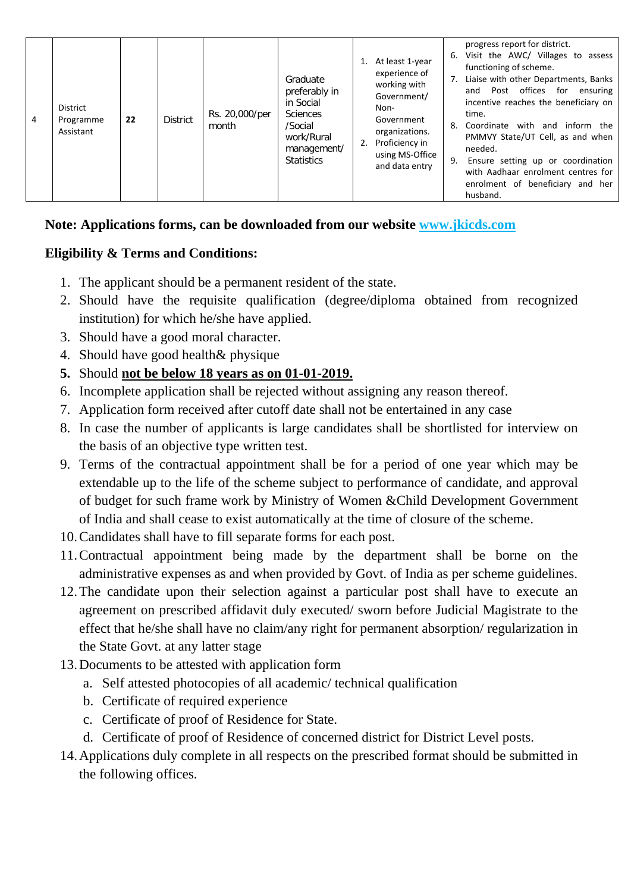| 4 | District Programme Assistant | **22** | District | Rs. 20,000/per month | Graduate preferably in in Social Sciences /Social work/Rural management/ Statistics | 1. At least 1-year experience of working with Government/ Non-Government organizations.<br>2. Proficiency in using MS-Office and data entry | progress report for district.<br>6. Visit the AWC/ Villages to assess functioning of scheme.<br>7. Liaise with other Departments, Banks and Post offices for ensuring incentive reaches the beneficiary on time.<br>8. Coordinate with and inform the PMMVY State/UT Cell, as and when needed.<br>9. Ensure setting up or coordination with Aadhaar enrolment centres for enrolment of beneficiary and her husband. |
|---|---|---|---|---|---|---|---|

**Note: Applications forms, can be downloaded from our website [www.jkicds.com](www.jkicds.com)**

**Eligibility & Terms and Conditions:**

1. The applicant should be a permanent resident of the state.
2. Should have the requisite qualification (degree/diploma obtained from recognized institution) for which he/she have applied.
3. Should have a good moral character.
4. Should have good health& physique
5. Should **not be below 18 years as on 01-01-2019.**
6. Incomplete application shall be rejected without assigning any reason thereof.
7. Application form received after cutoff date shall not be entertained in any case
8. In case the number of applicants is large candidates shall be shortlisted for interview on the basis of an objective type written test.
9. Terms of the contractual appointment shall be for a period of one year which may be extendable up to the life of the scheme subject to performance of candidate, and approval of budget for such frame work by Ministry of Women &Child Development Government of India and shall cease to exist automatically at the time of closure of the scheme.
10. Candidates shall have to fill separate forms for each post.
11. Contractual appointment being made by the department shall be borne on the administrative expenses as and when provided by Govt. of India as per scheme guidelines.
12. The candidate upon their selection against a particular post shall have to execute an agreement on prescribed affidavit duly executed/ sworn before Judicial Magistrate to the effect that he/she shall have no claim/any right for permanent absorption/ regularization in the State Govt. at any latter stage
13. Documents to be attested with application form
    a. Self attested photocopies of all academic/ technical qualification
    b. Certificate of required experience
    c. Certificate of proof of Residence for State.
    d. Certificate of proof of Residence of concerned district for District Level posts.
14. Applications duly complete in all respects on the prescribed format should be submitted in the following offices.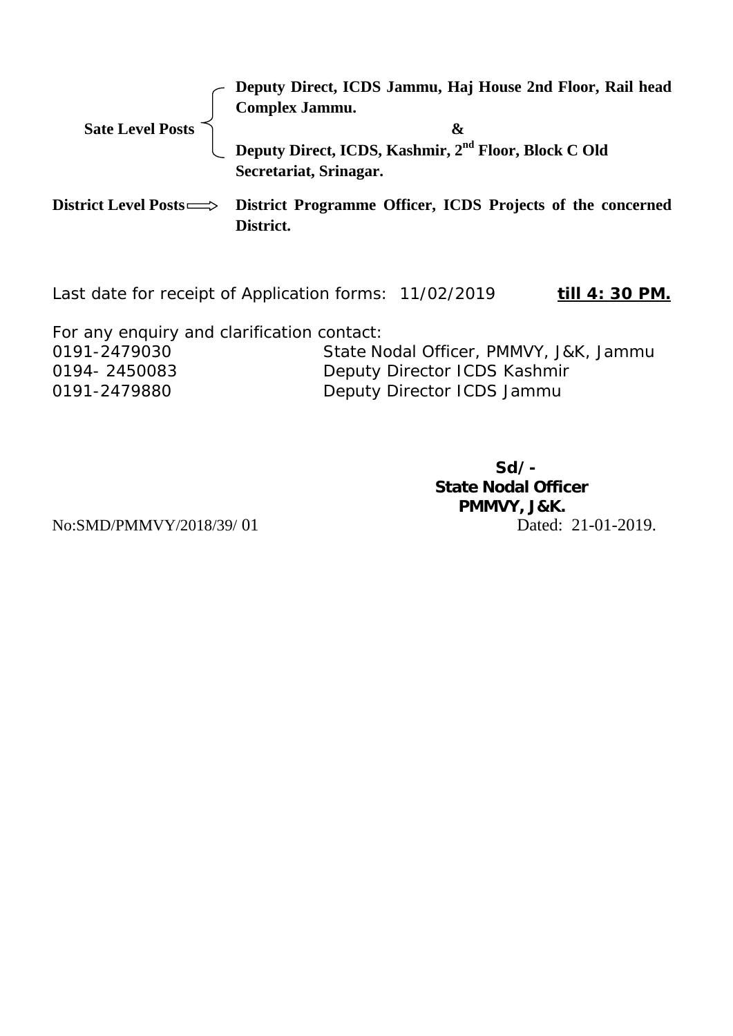**Sate Level Posts**

- **Deputy Direct, ICDS Jammu, Haj House 2nd Floor, Rail head Complex Jammu.**

  **&**

- **Deputy Direct, ICDS, Kashmir, 2nd Floor, Block C Old Secretariat, Srinagar.**

**District Level Posts** ⟹ **District Programme Officer, ICDS Projects of the concerned District.**

Last date for receipt of Application forms: 11/02/2019 **till 4: 30 PM.**

For any enquiry and clarification contact:

| | |
|---|---|
| 0191-2479030 | State Nodal Officer, PMMVY, J&K, Jammu |
| 0194- 2450083 | Deputy Director ICDS Kashmir |
| 0191-2479880 | Deputy Director ICDS Jammu |

**Sd/-**
**State Nodal Officer**
**PMMVY, J&K.**

No:SMD/PMMVY/2018/39/ 01

Dated: 21-01-2019.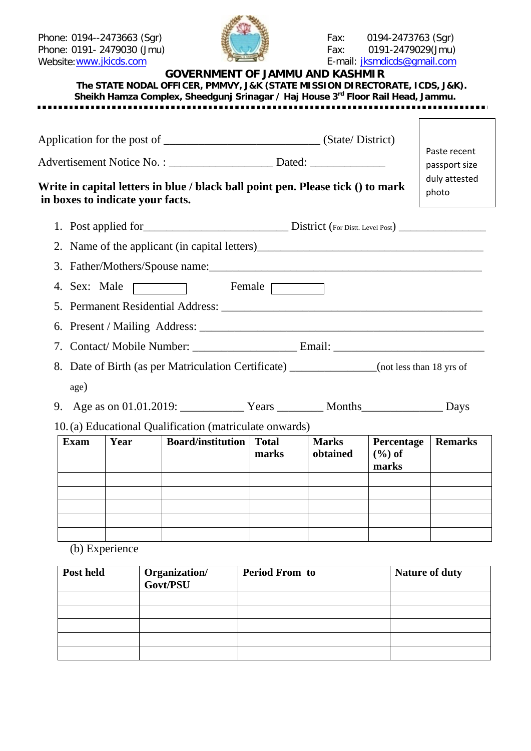Phone: 0194--2473663 (Sgr)
Phone: 0191- 2479030 (Jmu)
Website: www.jkicds.com

Fax: 0194-2473763 (Sgr)
Fax: 0191-2479029(Jmu)
E-mail: jksmdicds@gmail.com

**GOVERNMENT OF JAMMU AND KASHMIR**

**The STATE NODAL OFFICER, PMMVY, J&K (STATE MISSION DIRECTORATE, ICDS, J&K).**

**Sheikh Hamza Complex, Sheedgunj Srinagar / Haj House 3rd Floor Rail Head, Jammu.**

---

Paste recent passport size duly attested photo

Application for the post of ___________________________ (State/ District)

Advertisement Notice No. : __________________ Dated: _____________

**Write in capital letters in blue / black ball point pen. Please tick () to mark in boxes to indicate your facts.**

1. Post applied for________________________ District (For Distt. Level Post) _______________
2. Name of the applicant (in capital letters)________________________________________
3. Father/Mothers/Spouse name:_____________________________________________
4. Sex: Male ☐ Female ☐
5. Permanent Residential Address: __________________________________________
6. Present / Mailing Address: _______________________________________________
7. Contact/ Mobile Number: _________________ Email: ________________________
8. Date of Birth (as per Matriculation Certificate) ______________(not less than 18 yrs of age)
9. Age as on 01.01.2019: ___________ Years ________ Months______________ Days
10. (a) Educational Qualification (matriculate onwards)

| Exam | Year | Board/institution | Total marks | Marks obtained | Percentage (%) of marks | Remarks |
|---|---|---|---|---|---|---|
| | | | | | | |
| | | | | | | |
| | | | | | | |
| | | | | | | |
| | | | | | | |

(b) Experience

| Post held | Organization/ Govt/PSU | Period From to | Nature of duty |
|---|---|---|---|
| | | | |
| | | | |
| | | | |
| | | | |
| | | | |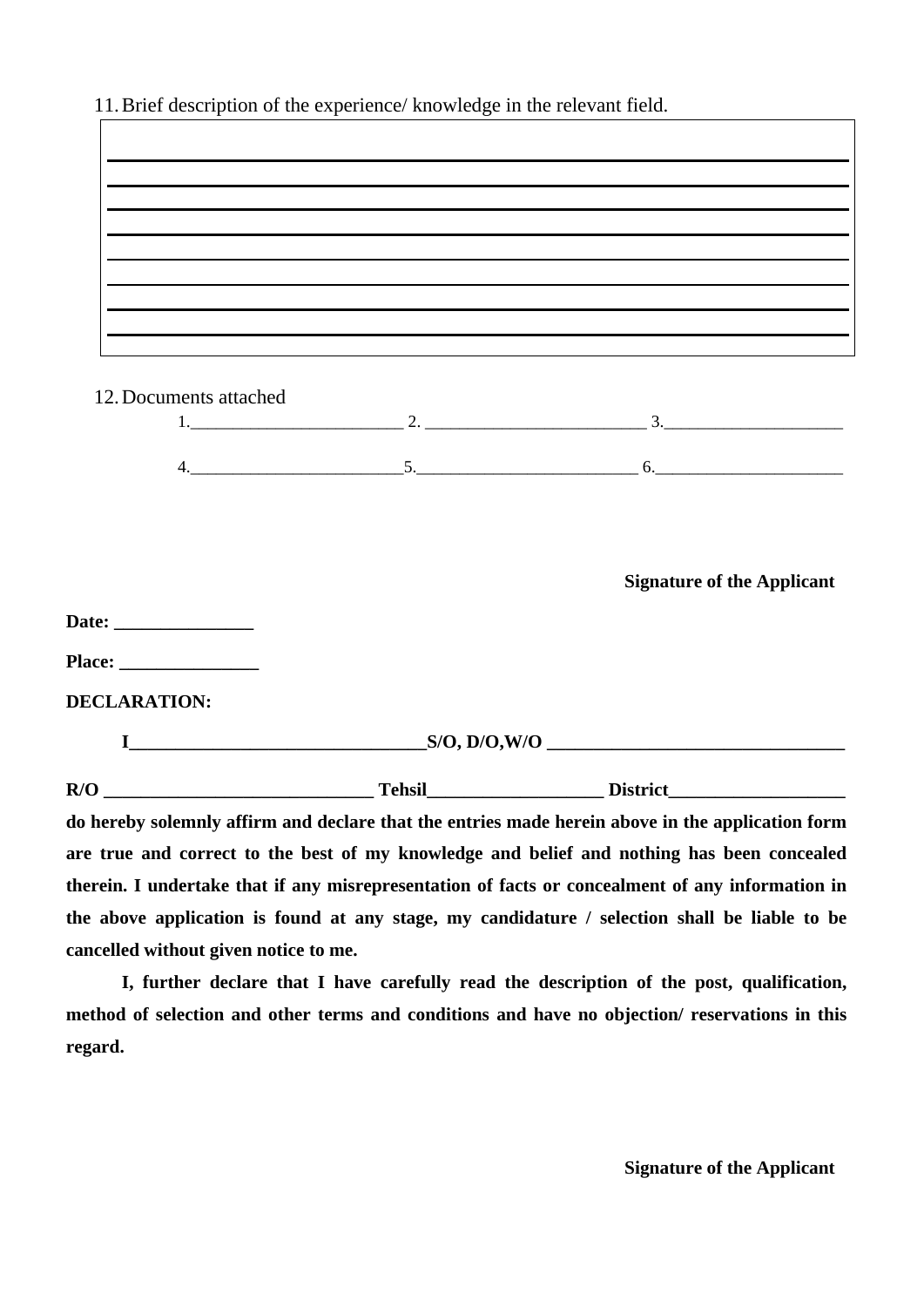11. Brief description of the experience/ knowledge in the relevant field.

| |
|---|
| |
| |
| |
| |
| |
| |
| |
| |

12. Documents attached

1.________________________ 2. _________________________ 3.____________________

4.________________________5.__________________________ 6.____________________

**Signature of the Applicant**

**Date: _______________**

**Place: _______________**

**DECLARATION:**

**I________________________________S/O, D/O,W/O ________________________________**

**R/O _____________________________ Tehsil___________________ District___________________ do hereby solemnly affirm and declare that the entries made herein above in the application form are true and correct to the best of my knowledge and belief and nothing has been concealed therein. I undertake that if any misrepresentation of facts or concealment of any information in the above application is found at any stage, my candidature / selection shall be liable to be cancelled without given notice to me.**

**I, further declare that I have carefully read the description of the post, qualification, method of selection and other terms and conditions and have no objection/ reservations in this regard.**

**Signature of the Applicant**